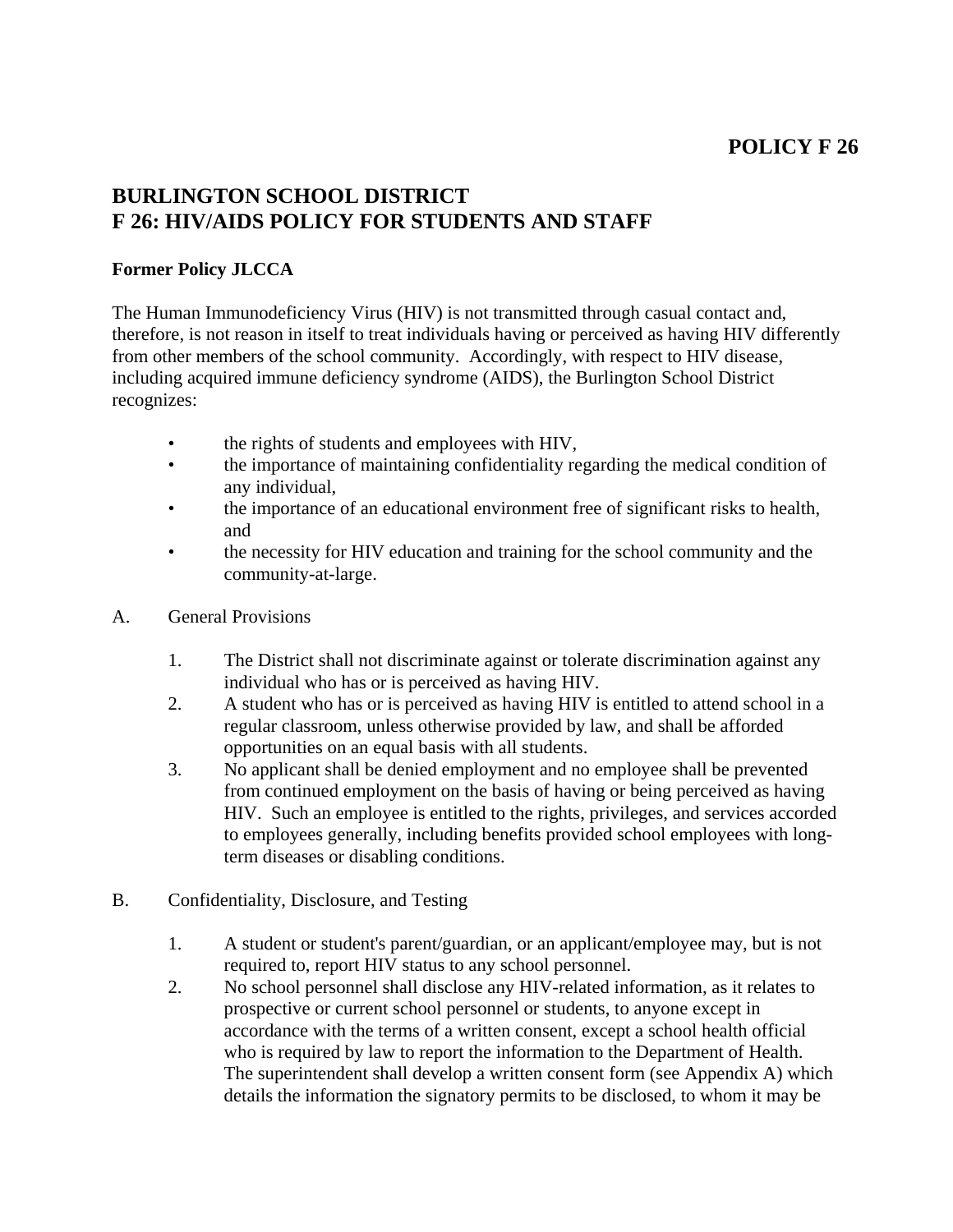**POLICY F 26**

# BURLINGTON SCHOOL DISTRICT
# F 26: HIV/AIDS POLICY FOR STUDENTS AND STAFF

**Former Policy JLCCA**

The Human Immunodeficiency Virus (HIV) is not transmitted through casual contact and, therefore, is not reason in itself to treat individuals having or perceived as having HIV differently from other members of the school community. Accordingly, with respect to HIV disease, including acquired immune deficiency syndrome (AIDS), the Burlington School District recognizes:

- the rights of students and employees with HIV,
- the importance of maintaining confidentiality regarding the medical condition of any individual,
- the importance of an educational environment free of significant risks to health, and
- the necessity for HIV education and training for the school community and the community-at-large.

A. General Provisions

1. The District shall not discriminate against or tolerate discrimination against any individual who has or is perceived as having HIV.
2. A student who has or is perceived as having HIV is entitled to attend school in a regular classroom, unless otherwise provided by law, and shall be afforded opportunities on an equal basis with all students.
3. No applicant shall be denied employment and no employee shall be prevented from continued employment on the basis of having or being perceived as having HIV. Such an employee is entitled to the rights, privileges, and services accorded to employees generally, including benefits provided school employees with long-term diseases or disabling conditions.

B. Confidentiality, Disclosure, and Testing

1. A student or student's parent/guardian, or an applicant/employee may, but is not required to, report HIV status to any school personnel.
2. No school personnel shall disclose any HIV-related information, as it relates to prospective or current school personnel or students, to anyone except in accordance with the terms of a written consent, except a school health official who is required by law to report the information to the Department of Health. The superintendent shall develop a written consent form (see Appendix A) which details the information the signatory permits to be disclosed, to whom it may be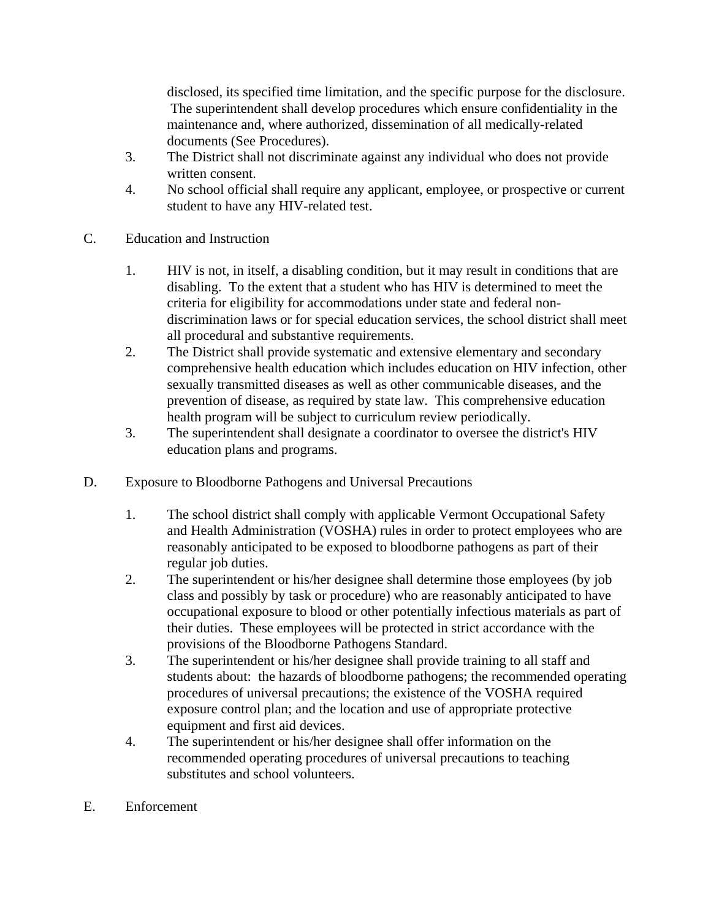disclosed, its specified time limitation, and the specific purpose for the disclosure. The superintendent shall develop procedures which ensure confidentiality in the maintenance and, where authorized, dissemination of all medically-related documents (See Procedures).

3. The District shall not discriminate against any individual who does not provide written consent.
4. No school official shall require any applicant, employee, or prospective or current student to have any HIV-related test.

C. Education and Instruction

1. HIV is not, in itself, a disabling condition, but it may result in conditions that are disabling. To the extent that a student who has HIV is determined to meet the criteria for eligibility for accommodations under state and federal non-discrimination laws or for special education services, the school district shall meet all procedural and substantive requirements.
2. The District shall provide systematic and extensive elementary and secondary comprehensive health education which includes education on HIV infection, other sexually transmitted diseases as well as other communicable diseases, and the prevention of disease, as required by state law. This comprehensive education health program will be subject to curriculum review periodically.
3. The superintendent shall designate a coordinator to oversee the district's HIV education plans and programs.

D. Exposure to Bloodborne Pathogens and Universal Precautions

1. The school district shall comply with applicable Vermont Occupational Safety and Health Administration (VOSHA) rules in order to protect employees who are reasonably anticipated to be exposed to bloodborne pathogens as part of their regular job duties.
2. The superintendent or his/her designee shall determine those employees (by job class and possibly by task or procedure) who are reasonably anticipated to have occupational exposure to blood or other potentially infectious materials as part of their duties. These employees will be protected in strict accordance with the provisions of the Bloodborne Pathogens Standard.
3. The superintendent or his/her designee shall provide training to all staff and students about: the hazards of bloodborne pathogens; the recommended operating procedures of universal precautions; the existence of the VOSHA required exposure control plan; and the location and use of appropriate protective equipment and first aid devices.
4. The superintendent or his/her designee shall offer information on the recommended operating procedures of universal precautions to teaching substitutes and school volunteers.

E. Enforcement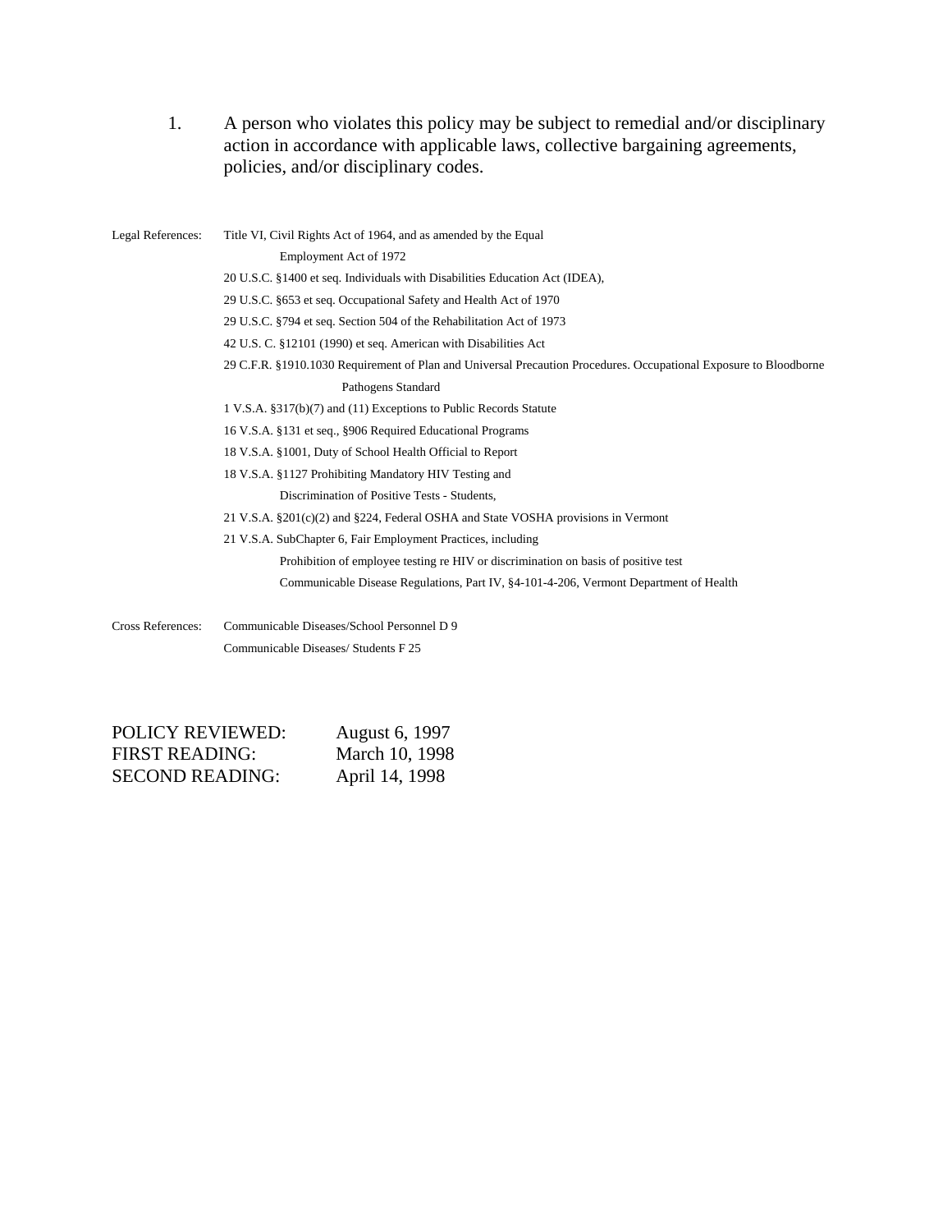1. A person who violates this policy may be subject to remedial and/or disciplinary action in accordance with applicable laws, collective bargaining agreements, policies, and/or disciplinary codes.

Legal References: Title VI, Civil Rights Act of 1964, and as amended by the Equal Employment Act of 1972

20 U.S.C. §1400 et seq. Individuals with Disabilities Education Act (IDEA),

29 U.S.C. §653 et seq. Occupational Safety and Health Act of 1970

29 U.S.C. §794 et seq. Section 504 of the Rehabilitation Act of 1973

42 U.S. C. §12101 (1990) et seq. American with Disabilities Act

29 C.F.R. §1910.1030 Requirement of Plan and Universal Precaution Procedures. Occupational Exposure to Bloodborne Pathogens Standard

1 V.S.A. §317(b)(7) and (11) Exceptions to Public Records Statute

16 V.S.A. §131 et seq., §906 Required Educational Programs

18 V.S.A. §1001, Duty of School Health Official to Report

18 V.S.A. §1127 Prohibiting Mandatory HIV Testing and Discrimination of Positive Tests - Students,

21 V.S.A. §201(c)(2) and §224, Federal OSHA and State VOSHA provisions in Vermont

21 V.S.A. SubChapter 6, Fair Employment Practices, including

Prohibition of employee testing re HIV or discrimination on basis of positive test

Communicable Disease Regulations, Part IV, §4-101-4-206, Vermont Department of Health

Cross References: Communicable Diseases/School Personnel D 9

Communicable Diseases/ Students F 25

POLICY REVIEWED: August 6, 1997
FIRST READING: March 10, 1998
SECOND READING: April 14, 1998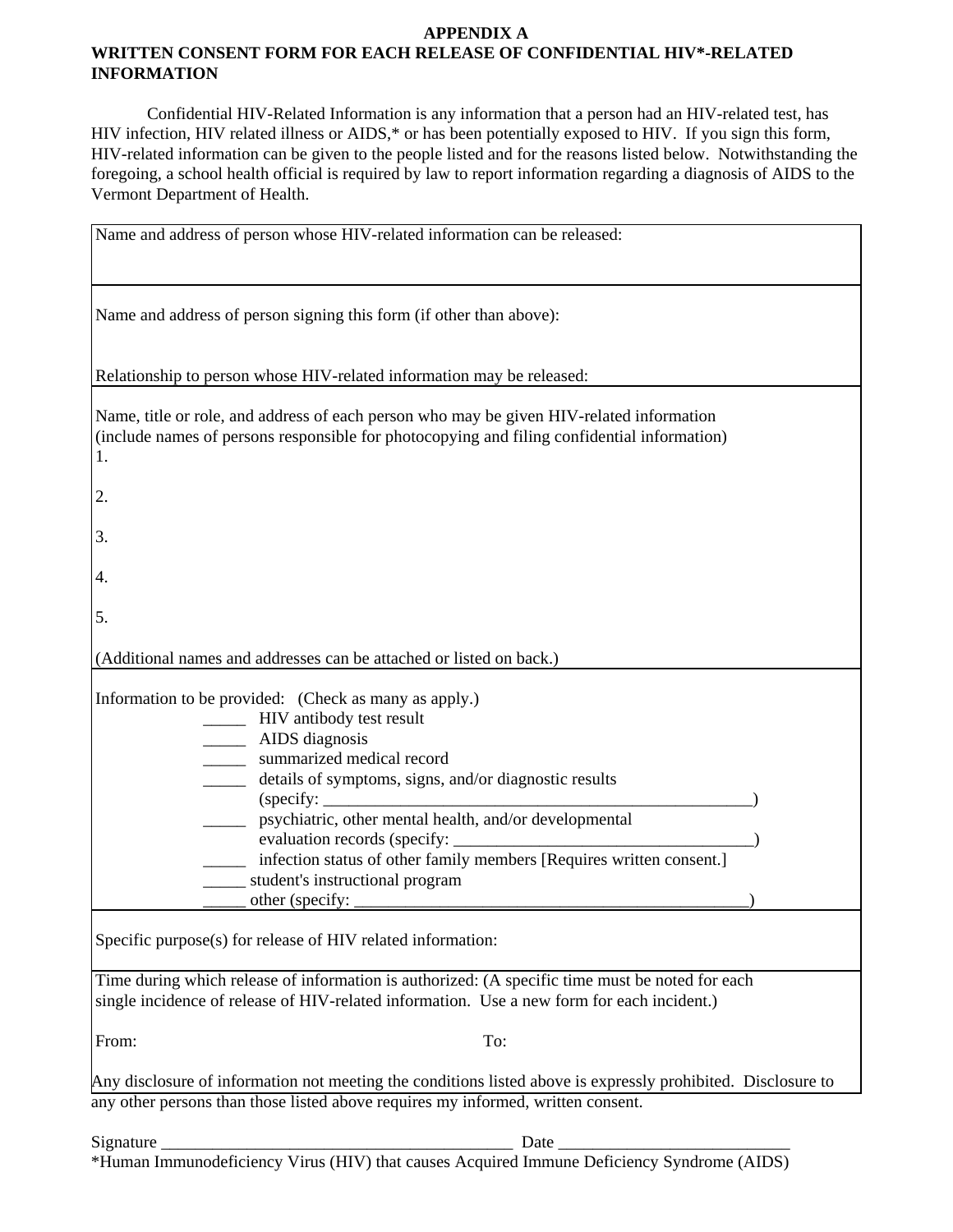**APPENDIX A**

**WRITTEN CONSENT FORM FOR EACH RELEASE OF CONFIDENTIAL HIV*-RELATED INFORMATION**

Confidential HIV-Related Information is any information that a person had an HIV-related test, has HIV infection, HIV related illness or AIDS,* or has been potentially exposed to HIV. If you sign this form, HIV-related information can be given to the people listed and for the reasons listed below. Notwithstanding the foregoing, a school health official is required by law to report information regarding a diagnosis of AIDS to the Vermont Department of Health.

Name and address of person whose HIV-related information can be released:

Name and address of person signing this form (if other than above):

Relationship to person whose HIV-related information may be released:

Name, title or role, and address of each person who may be given HIV-related information (include names of persons responsible for photocopying and filing confidential information)

1.

2.

3.

4.

5.

(Additional names and addresses can be attached or listed on back.)

Information to be provided: (Check as many as apply.)

_____ HIV antibody test result
_____ AIDS diagnosis
_____ summarized medical record
_____ details of symptoms, signs, and/or diagnostic results (specify: ____________________________________________________)
_____ psychiatric, other mental health, and/or developmental evaluation records (specify: ____________________________________)
_____ infection status of other family members [Requires written consent.]
_____ student's instructional program
_____ other (specify: ________________________________________________)

Specific purpose(s) for release of HIV related information:

Time during which release of information is authorized: (A specific time must be noted for each single incidence of release of HIV-related information. Use a new form for each incident.)

From: To:

Any disclosure of information not meeting the conditions listed above is expressly prohibited. Disclosure to any other persons than those listed above requires my informed, written consent.

Signature __________________________________________ Date ___________________________

*Human Immunodeficiency Virus (HIV) that causes Acquired Immune Deficiency Syndrome (AIDS)